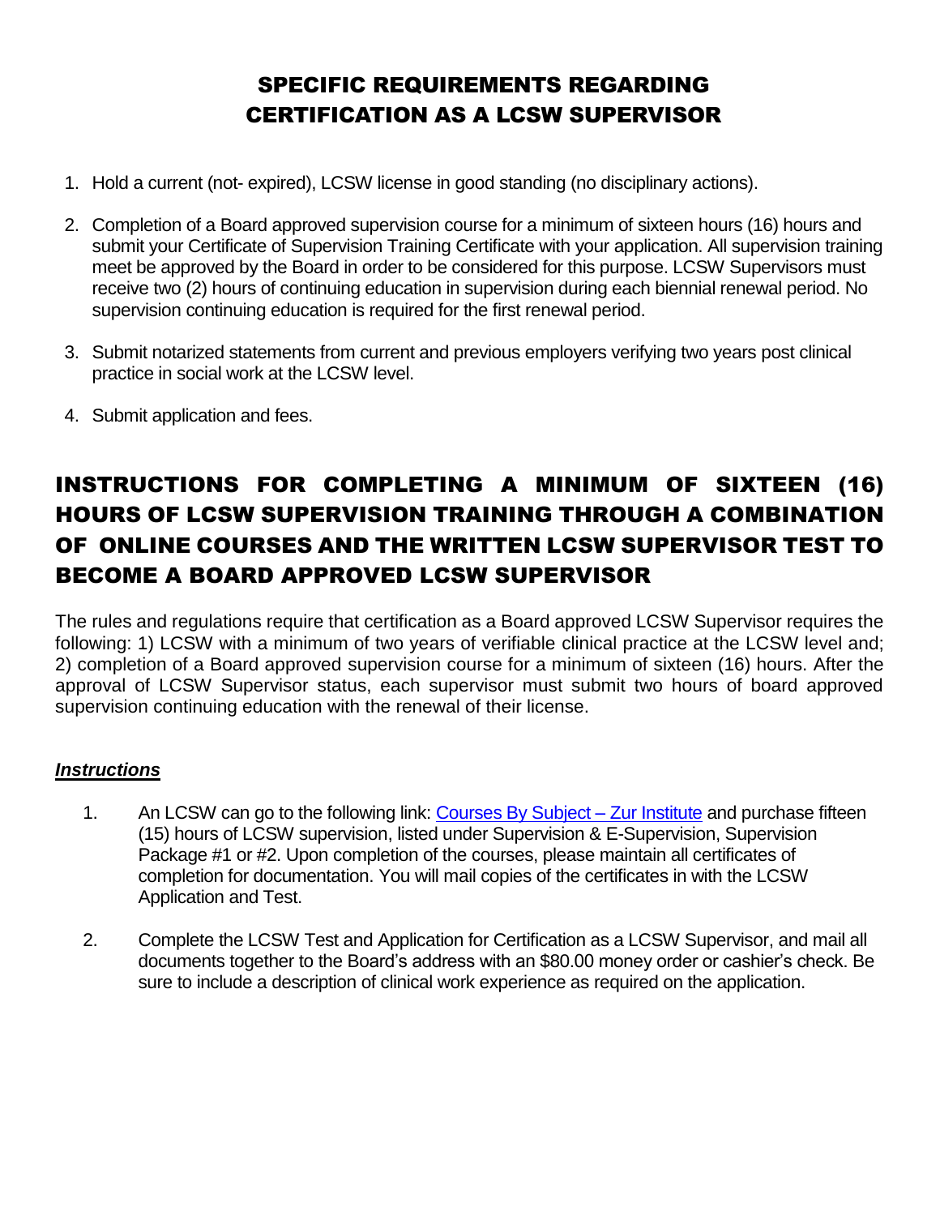# SPECIFIC REQUIREMENTS REGARDING CERTIFICATION AS A LCSW SUPERVISOR

1. Hold a current (not- expired), LCSW license in good standing (no disciplinary actions).

2. Completion of a Board approved supervision course for a minimum of sixteen hours (16) hours and submit your Certificate of Supervision Training Certificate with your application. All supervision training meet be approved by the Board in order to be considered for this purpose. LCSW Supervisors must receive two (2) hours of continuing education in supervision during each biennial renewal period. No supervision continuing education is required for the first renewal period.

3. Submit notarized statements from current and previous employers verifying two years post clinical practice in social work at the LCSW level.

4. Submit application and fees.

# INSTRUCTIONS FOR COMPLETING A MINIMUM OF SIXTEEN (16) HOURS OF LCSW SUPERVISION TRAINING THROUGH A COMBINATION OF ONLINE COURSES AND THE WRITTEN LCSW SUPERVISOR TEST TO BECOME A BOARD APPROVED LCSW SUPERVISOR

The rules and regulations require that certification as a Board approved LCSW Supervisor requires the following: 1) LCSW with a minimum of two years of verifiable clinical practice at the LCSW level and; 2) completion of a Board approved supervision course for a minimum of sixteen (16) hours. After the approval of LCSW Supervisor status, each supervisor must submit two hours of board approved supervision continuing education with the renewal of their license.

***Instructions***

1. An LCSW can go to the following link: Courses By Subject – Zur Institute and purchase fifteen (15) hours of LCSW supervision, listed under Supervision & E-Supervision, Supervision Package #1 or #2. Upon completion of the courses, please maintain all certificates of completion for documentation. You will mail copies of the certificates in with the LCSW Application and Test.

2. Complete the LCSW Test and Application for Certification as a LCSW Supervisor, and mail all documents together to the Board's address with an $80.00 money order or cashier's check. Be sure to include a description of clinical work experience as required on the application.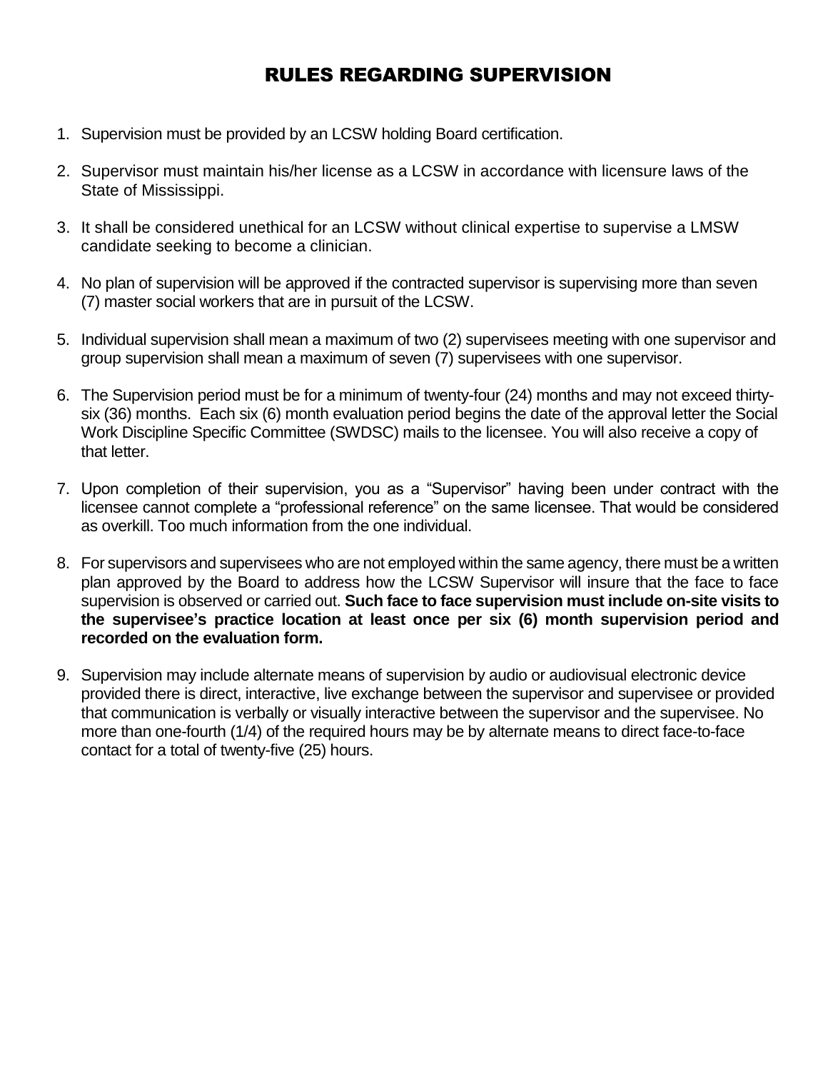# RULES REGARDING SUPERVISION

1. Supervision must be provided by an LCSW holding Board certification.

2. Supervisor must maintain his/her license as a LCSW in accordance with licensure laws of the State of Mississippi.

3. It shall be considered unethical for an LCSW without clinical expertise to supervise a LMSW candidate seeking to become a clinician.

4. No plan of supervision will be approved if the contracted supervisor is supervising more than seven (7) master social workers that are in pursuit of the LCSW.

5. Individual supervision shall mean a maximum of two (2) supervisees meeting with one supervisor and group supervision shall mean a maximum of seven (7) supervisees with one supervisor.

6. The Supervision period must be for a minimum of twenty-four (24) months and may not exceed thirty-six (36) months. Each six (6) month evaluation period begins the date of the approval letter the Social Work Discipline Specific Committee (SWDSC) mails to the licensee. You will also receive a copy of that letter.

7. Upon completion of their supervision, you as a "Supervisor" having been under contract with the licensee cannot complete a "professional reference" on the same licensee. That would be considered as overkill. Too much information from the one individual.

8. For supervisors and supervisees who are not employed within the same agency, there must be a written plan approved by the Board to address how the LCSW Supervisor will insure that the face to face supervision is observed or carried out. **Such face to face supervision must include on-site visits to the supervisee's practice location at least once per six (6) month supervision period and recorded on the evaluation form.**

9. Supervision may include alternate means of supervision by audio or audiovisual electronic device provided there is direct, interactive, live exchange between the supervisor and supervisee or provided that communication is verbally or visually interactive between the supervisor and the supervisee. No more than one-fourth (1/4) of the required hours may be by alternate means to direct face-to-face contact for a total of twenty-five (25) hours.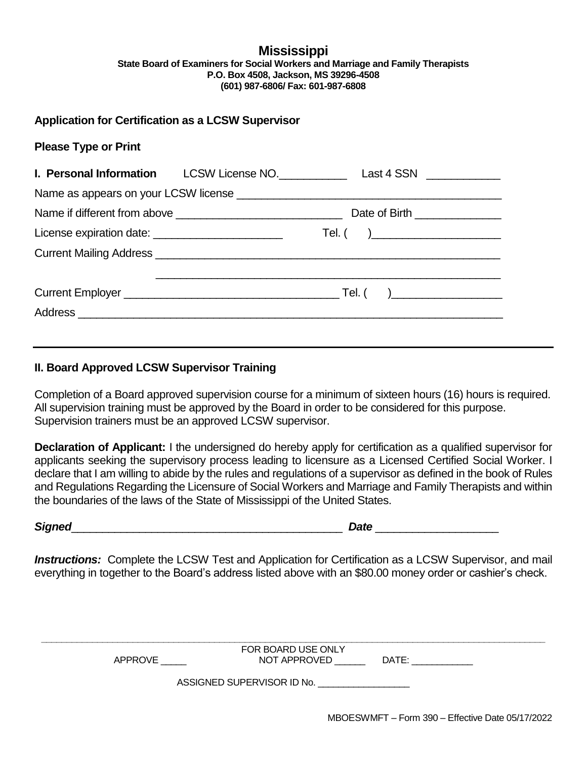# Mississippi

**State Board of Examiners for Social Workers and Marriage and Family Therapists**
**P.O. Box 4508, Jackson, MS 39296-4508**
**(601) 987-6806/ Fax: 601-987-6808**

## Application for Certification as a LCSW Supervisor

**Please Type or Print**

**I. Personal Information** LCSW License NO.___________ Last 4 SSN ____________

Name as appears on your LCSW license ____________________________________________

Name if different from above ___________________________ Date of Birth ______________

License expiration date: ______________________ Tel. ( )_____________________

Current Mailing Address ______________________________________________________

______________________________________________________

Current Employer ___________________________________ Tel. ( )__________________

Address _________________________________________________________________

---

## II. Board Approved LCSW Supervisor Training

Completion of a Board approved supervision course for a minimum of sixteen hours (16) hours is required. All supervision training must be approved by the Board in order to be considered for this purpose. Supervision trainers must be an approved LCSW supervisor.

**Declaration of Applicant:** I the undersigned do hereby apply for certification as a qualified supervisor for applicants seeking the supervisory process leading to licensure as a Licensed Certified Social Worker. I declare that I am willing to abide by the rules and regulations of a supervisor as defined in the book of Rules and Regulations Regarding the Licensure of Social Workers and Marriage and Family Therapists and within the boundaries of the laws of the State of Mississippi of the United States.

***Signed***_____________________________________________ ***Date*** ___________________

***Instructions:*** Complete the LCSW Test and Application for Certification as a LCSW Supervisor, and mail everything in together to the Board's address listed above with an $80.00 money order or cashier's check.

---

FOR BOARD USE ONLY

APPROVE _____ NOT APPROVED ______ DATE: ____________

ASSIGNED SUPERVISOR ID No. __________________

MBOESWMFT – Form 390 – Effective Date 05/17/2022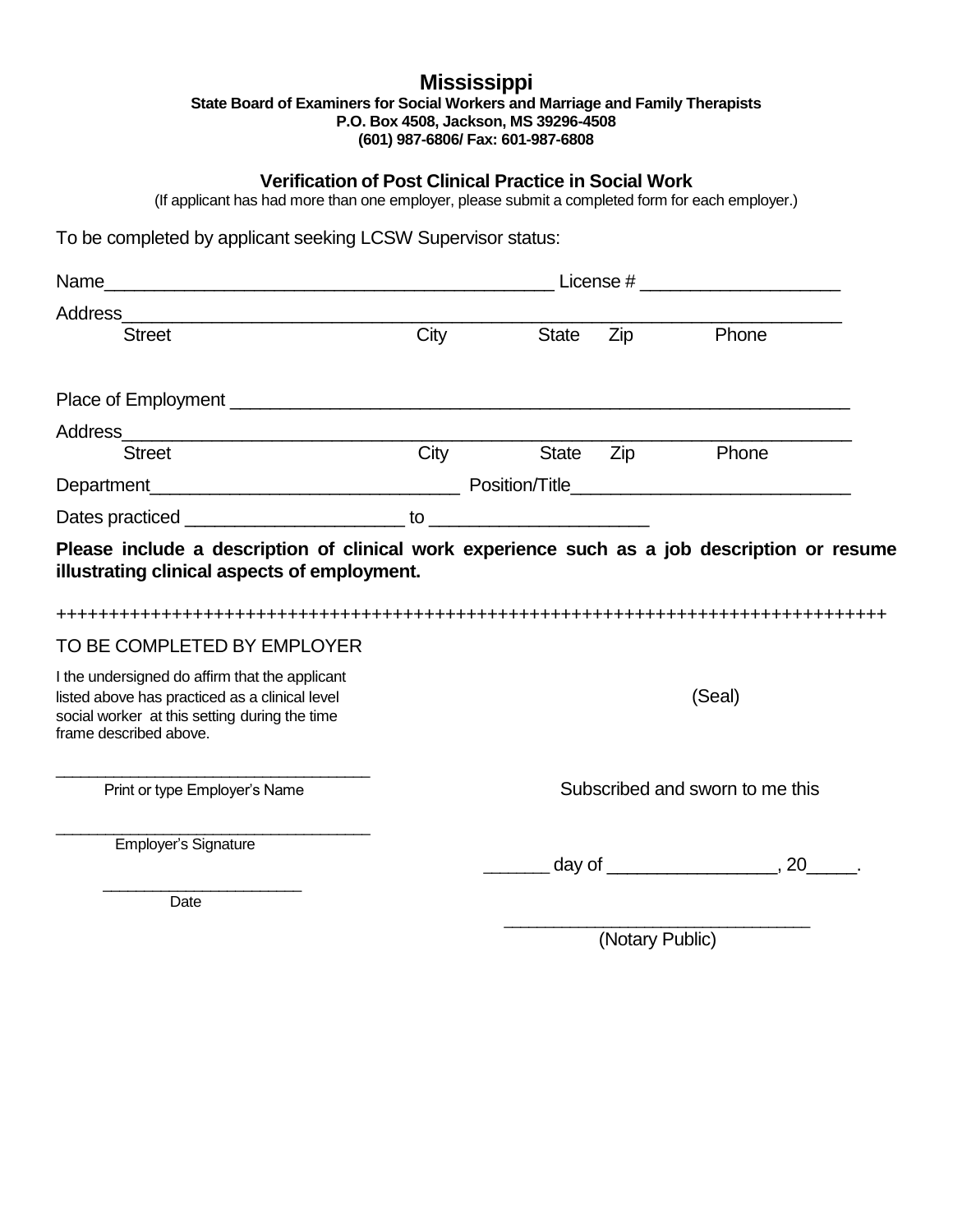# Mississippi

**State Board of Examiners for Social Workers and Marriage and Family Therapists**
**P.O. Box 4508, Jackson, MS 39296-4508**
**(601) 987-6806/ Fax: 601-987-6808**

## Verification of Post Clinical Practice in Social Work

(If applicant has had more than one employer, please submit a completed form for each employer.)

To be completed by applicant seeking LCSW Supervisor status:

Name_____________________________________________ License # ___________________

Address______________________________________________________________________
Street City State Zip Phone

Place of Employment ___________________________________________________________

Address______________________________________________________________________
Street City State Zip Phone

Department______________________________ Position/Title___________________________

Dates practiced _____________________ to _____________________

**Please include a description of clinical work experience such as a job description or resume illustrating clinical aspects of employment.**

++++++++++++++++++++++++++++++++++++++++++++++++++++++++++++++++++++++++++++++++++

TO BE COMPLETED BY EMPLOYER

I the undersigned do affirm that the applicant listed above has practiced as a clinical level social worker at this setting during the time frame described above.

(Seal)

___________________________________
Print or type Employer's Name

Subscribed and sworn to me this

___________________________________
Employer's Signature

______ day of ________________, 20_____.

______________________
Date

_______________________________
(Notary Public)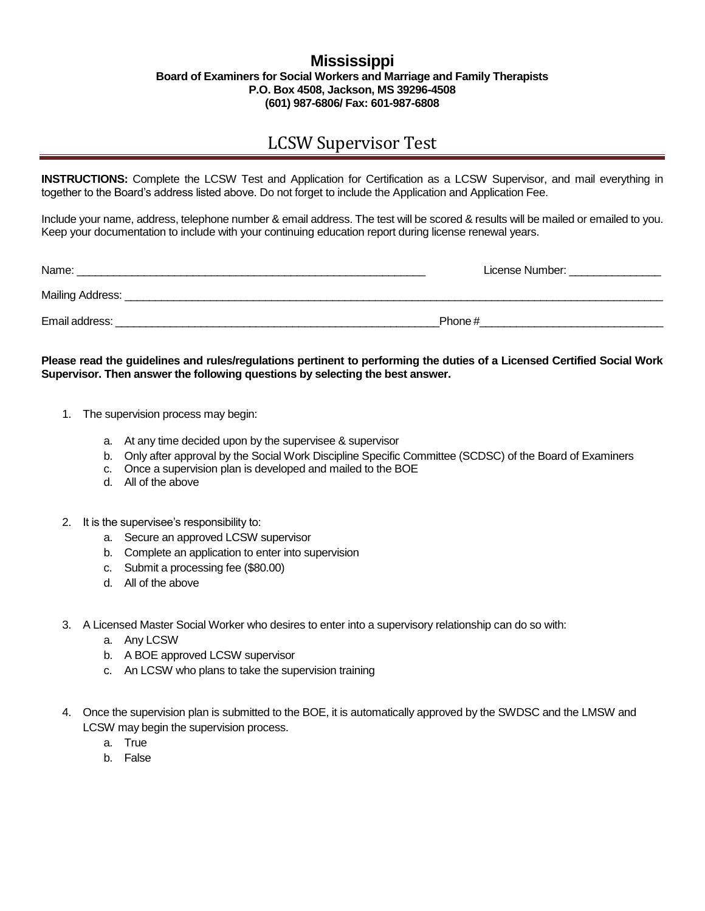# Mississippi

**Board of Examiners for Social Workers and Marriage and Family Therapists**
**P.O. Box 4508, Jackson, MS 39296-4508**
**(601) 987-6806/ Fax: 601-987-6808**

## LCSW Supervisor Test

**INSTRUCTIONS:** Complete the LCSW Test and Application for Certification as a LCSW Supervisor, and mail everything in together to the Board's address listed above. Do not forget to include the Application and Application Fee.

Include your name, address, telephone number & email address. The test will be scored & results will be mailed or emailed to you. Keep your documentation to include with your continuing education report during license renewal years.

Name: ___________________________________________________________ License Number: _______________

Mailing Address: ___________________________________________________________________________________________

Email address: _______________________________________________________Phone #______________________________

**Please read the guidelines and rules/regulations pertinent to performing the duties of a Licensed Certified Social Work Supervisor. Then answer the following questions by selecting the best answer.**

1. The supervision process may begin:
    a. At any time decided upon by the supervisee & supervisor
    b. Only after approval by the Social Work Discipline Specific Committee (SCDSC) of the Board of Examiners
    c. Once a supervision plan is developed and mailed to the BOE
    d. All of the above

2. It is the supervisee's responsibility to:
    a. Secure an approved LCSW supervisor
    b. Complete an application to enter into supervision
    c. Submit a processing fee ($80.00)
    d. All of the above

3. A Licensed Master Social Worker who desires to enter into a supervisory relationship can do so with:
    a. Any LCSW
    b. A BOE approved LCSW supervisor
    c. An LCSW who plans to take the supervision training

4. Once the supervision plan is submitted to the BOE, it is automatically approved by the SWDSC and the LMSW and LCSW may begin the supervision process.
    a. True
    b. False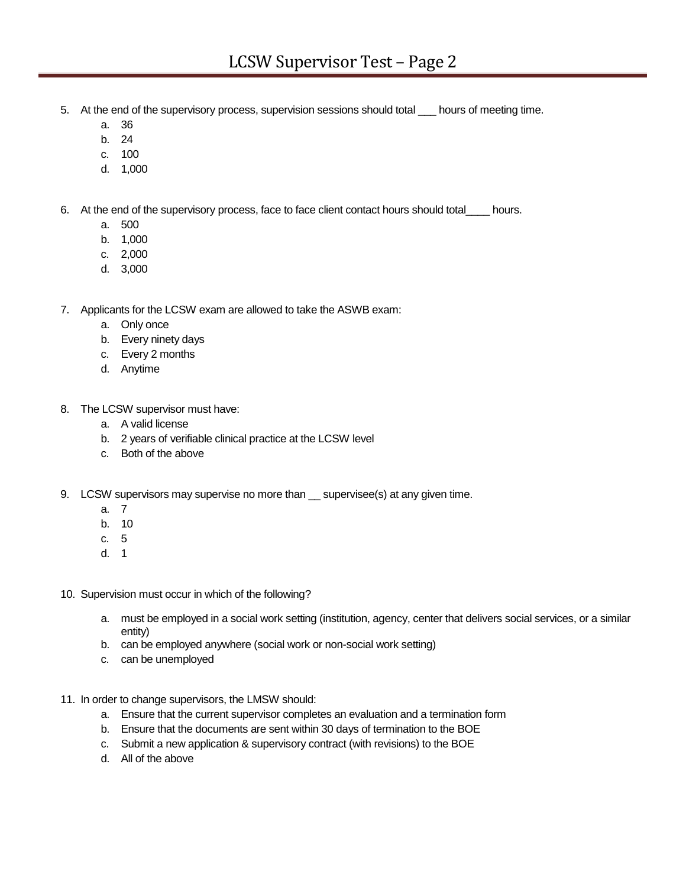5. At the end of the supervisory process, supervision sessions should total ___ hours of meeting time.
    a. 36
    b. 24
    c. 100
    d. 1,000

6. At the end of the supervisory process, face to face client contact hours should total____ hours.
    a. 500
    b. 1,000
    c. 2,000
    d. 3,000

7. Applicants for the LCSW exam are allowed to take the ASWB exam:
    a. Only once
    b. Every ninety days
    c. Every 2 months
    d. Anytime

8. The LCSW supervisor must have:
    a. A valid license
    b. 2 years of verifiable clinical practice at the LCSW level
    c. Both of the above

9. LCSW supervisors may supervise no more than __ supervisee(s) at any given time.
    a. 7
    b. 10
    c. 5
    d. 1

10. Supervision must occur in which of the following?
    a. must be employed in a social work setting (institution, agency, center that delivers social services, or a similar entity)
    b. can be employed anywhere (social work or non-social work setting)
    c. can be unemployed

11. In order to change supervisors, the LMSW should:
    a. Ensure that the current supervisor completes an evaluation and a termination form
    b. Ensure that the documents are sent within 30 days of termination to the BOE
    c. Submit a new application & supervisory contract (with revisions) to the BOE
    d. All of the above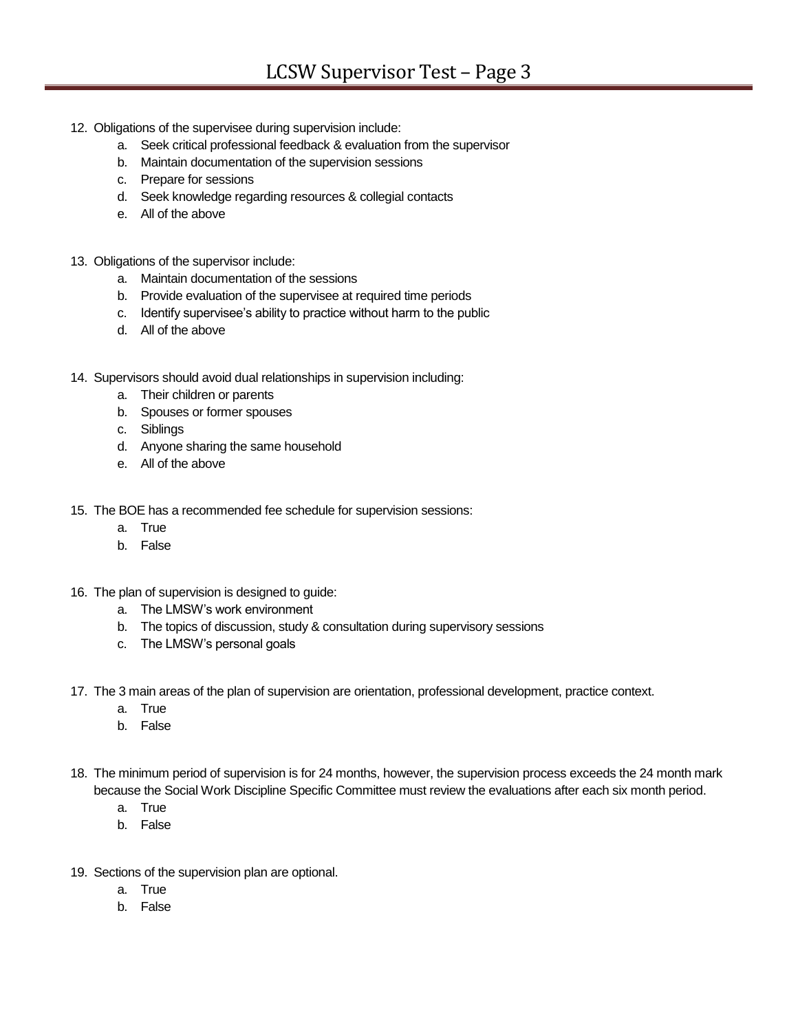12. Obligations of the supervisee during supervision include:
    a. Seek critical professional feedback & evaluation from the supervisor
    b. Maintain documentation of the supervision sessions
    c. Prepare for sessions
    d. Seek knowledge regarding resources & collegial contacts
    e. All of the above

13. Obligations of the supervisor include:
    a. Maintain documentation of the sessions
    b. Provide evaluation of the supervisee at required time periods
    c. Identify supervisee's ability to practice without harm to the public
    d. All of the above

14. Supervisors should avoid dual relationships in supervision including:
    a. Their children or parents
    b. Spouses or former spouses
    c. Siblings
    d. Anyone sharing the same household
    e. All of the above

15. The BOE has a recommended fee schedule for supervision sessions:
    a. True
    b. False

16. The plan of supervision is designed to guide:
    a. The LMSW's work environment
    b. The topics of discussion, study & consultation during supervisory sessions
    c. The LMSW's personal goals

17. The 3 main areas of the plan of supervision are orientation, professional development, practice context.
    a. True
    b. False

18. The minimum period of supervision is for 24 months, however, the supervision process exceeds the 24 month mark because the Social Work Discipline Specific Committee must review the evaluations after each six month period.
    a. True
    b. False

19. Sections of the supervision plan are optional.
    a. True
    b. False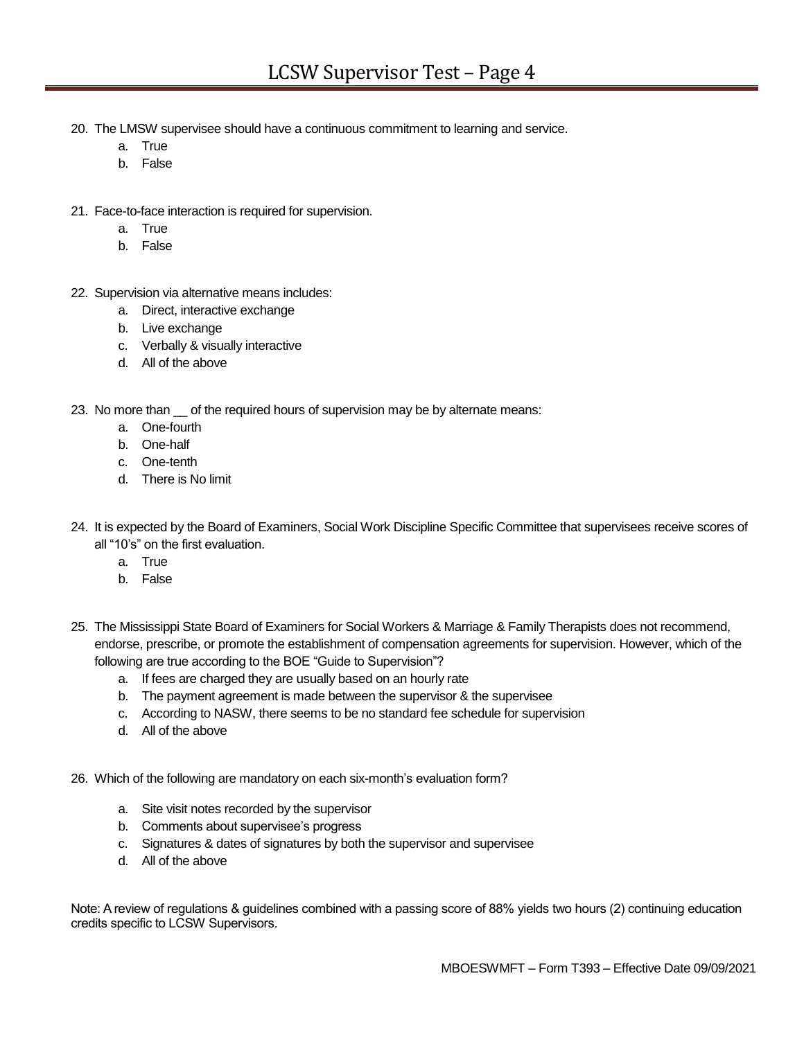# LCSW Supervisor Test – Page 4

20. The LMSW supervisee should have a continuous commitment to learning and service.
    a. True
    b. False

21. Face-to-face interaction is required for supervision.
    a. True
    b. False

22. Supervision via alternative means includes:
    a. Direct, interactive exchange
    b. Live exchange
    c. Verbally & visually interactive
    d. All of the above

23. No more than __ of the required hours of supervision may be by alternate means:
    a. One-fourth
    b. One-half
    c. One-tenth
    d. There is No limit

24. It is expected by the Board of Examiners, Social Work Discipline Specific Committee that supervisees receive scores of all "10's" on the first evaluation.
    a. True
    b. False

25. The Mississippi State Board of Examiners for Social Workers & Marriage & Family Therapists does not recommend, endorse, prescribe, or promote the establishment of compensation agreements for supervision. However, which of the following are true according to the BOE "Guide to Supervision"?
    a. If fees are charged they are usually based on an hourly rate
    b. The payment agreement is made between the supervisor & the supervisee
    c. According to NASW, there seems to be no standard fee schedule for supervision
    d. All of the above

26. Which of the following are mandatory on each six-month's evaluation form?
    a. Site visit notes recorded by the supervisor
    b. Comments about supervisee's progress
    c. Signatures & dates of signatures by both the supervisor and supervisee
    d. All of the above

Note: A review of regulations & guidelines combined with a passing score of 88% yields two hours (2) continuing education credits specific to LCSW Supervisors.

MBOESWMFT – Form T393 – Effective Date 09/09/2021